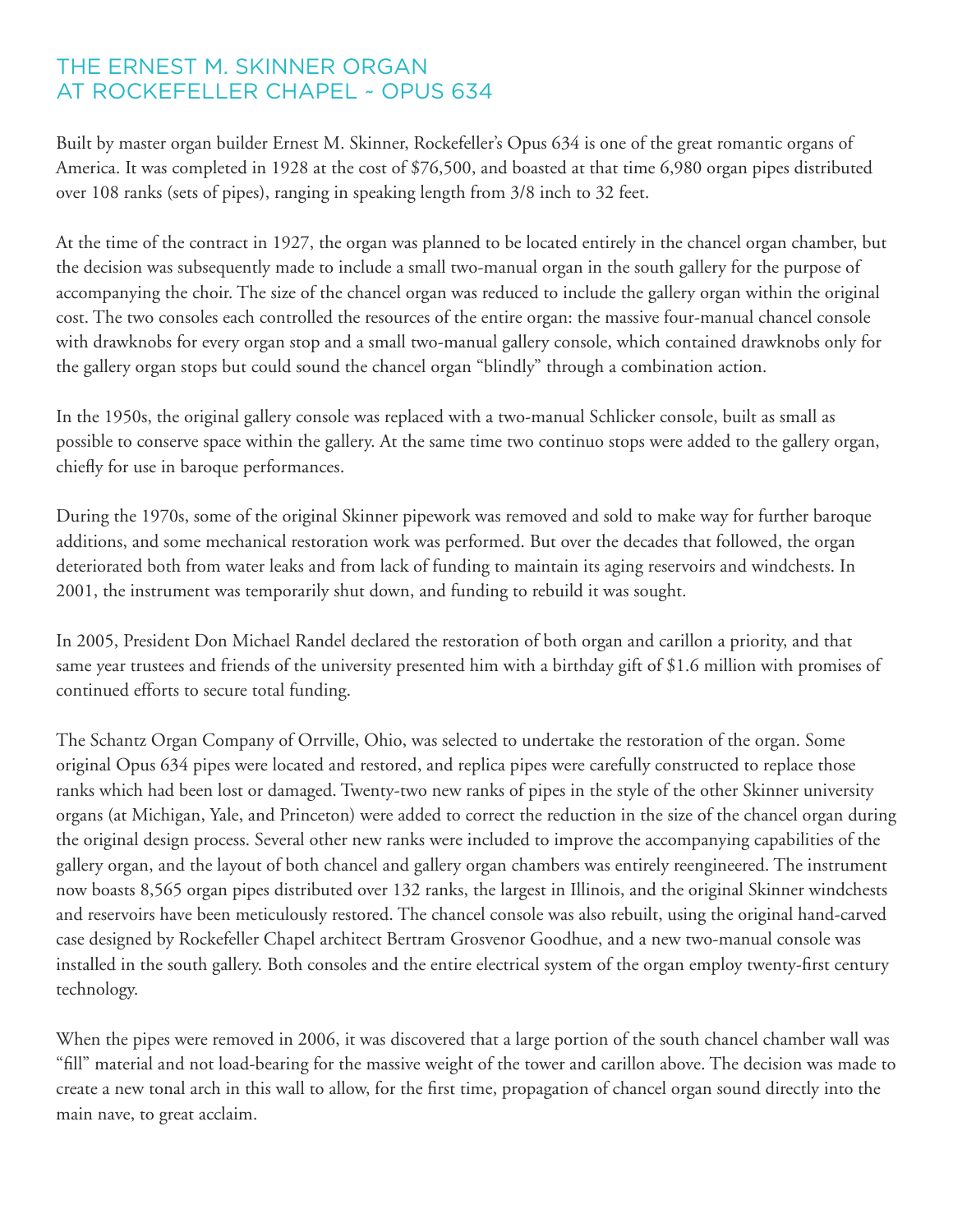# THE ERNEST M. SKINNER ORGAN AT ROCKEFELLER CHAPEL ~ OPUS 634

Built by master organ builder Ernest M. Skinner, Rockefeller's Opus 634 is one of the great romantic organs of America. It was completed in 1928 at the cost of $76,500, and boasted at that time 6,980 organ pipes distributed over 108 ranks (sets of pipes), ranging in speaking length from 3/8 inch to 32 feet.

At the time of the contract in 1927, the organ was planned to be located entirely in the chancel organ chamber, but the decision was subsequently made to include a small two-manual organ in the south gallery for the purpose of accompanying the choir. The size of the chancel organ was reduced to include the gallery organ within the original cost. The two consoles each controlled the resources of the entire organ: the massive four-manual chancel console with drawknobs for every organ stop and a small two-manual gallery console, which contained drawknobs only for the gallery organ stops but could sound the chancel organ "blindly" through a combination action.

In the 1950s, the original gallery console was replaced with a two-manual Schlicker console, built as small as possible to conserve space within the gallery. At the same time two continuo stops were added to the gallery organ, chiefly for use in baroque performances.

During the 1970s, some of the original Skinner pipework was removed and sold to make way for further baroque additions, and some mechanical restoration work was performed. But over the decades that followed, the organ deteriorated both from water leaks and from lack of funding to maintain its aging reservoirs and windchests. In 2001, the instrument was temporarily shut down, and funding to rebuild it was sought.

In 2005, President Don Michael Randel declared the restoration of both organ and carillon a priority, and that same year trustees and friends of the university presented him with a birthday gift of $1.6 million with promises of continued efforts to secure total funding.

The Schantz Organ Company of Orrville, Ohio, was selected to undertake the restoration of the organ. Some original Opus 634 pipes were located and restored, and replica pipes were carefully constructed to replace those ranks which had been lost or damaged. Twenty-two new ranks of pipes in the style of the other Skinner university organs (at Michigan, Yale, and Princeton) were added to correct the reduction in the size of the chancel organ during the original design process. Several other new ranks were included to improve the accompanying capabilities of the gallery organ, and the layout of both chancel and gallery organ chambers was entirely reengineered. The instrument now boasts 8,565 organ pipes distributed over 132 ranks, the largest in Illinois, and the original Skinner windchests and reservoirs have been meticulously restored. The chancel console was also rebuilt, using the original hand-carved case designed by Rockefeller Chapel architect Bertram Grosvenor Goodhue, and a new two-manual console was installed in the south gallery. Both consoles and the entire electrical system of the organ employ twenty-first century technology.

When the pipes were removed in 2006, it was discovered that a large portion of the south chancel chamber wall was "fill" material and not load-bearing for the massive weight of the tower and carillon above. The decision was made to create a new tonal arch in this wall to allow, for the first time, propagation of chancel organ sound directly into the main nave, to great acclaim.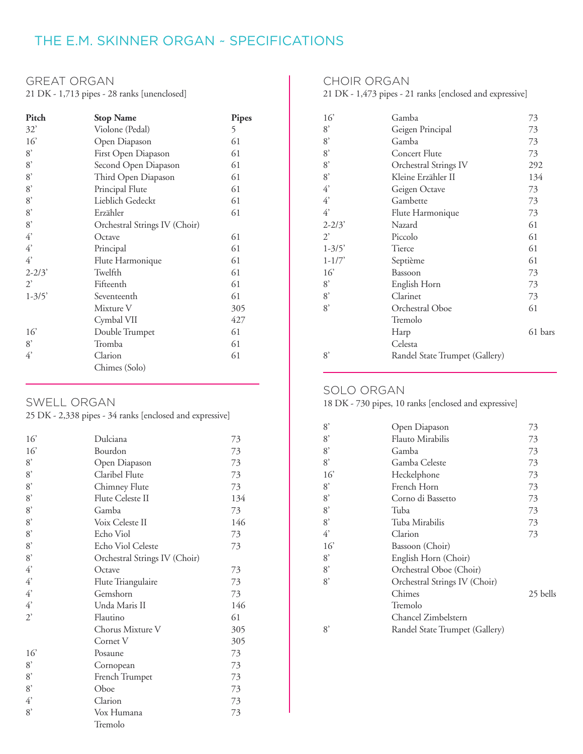# THE E.M. SKINNER ORGAN ~ SPECIFICATIONS

## GREAT ORGAN

21 DK - 1,713 pipes - 28 ranks [unenclosed]

| Pitch | Stop Name | Pipes |
|---|---|---|
| 32' | Violone (Pedal) | 5 |
| 16' | Open Diapason | 61 |
| 8' | First Open Diapason | 61 |
| 8' | Second Open Diapason | 61 |
| 8' | Third Open Diapason | 61 |
| 8' | Principal Flute | 61 |
| 8' | Lieblich Gedeckt | 61 |
| 8' | Erzähler | 61 |
| 8' | Orchestral Strings IV (Choir) | |
| 4' | Octave | 61 |
| 4' | Principal | 61 |
| 4' | Flute Harmonique | 61 |
| 2-2/3' | Twelfth | 61 |
| 2' | Fifteenth | 61 |
| 1-3/5' | Seventeenth | 61 |
| | Mixture V | 305 |
| | Cymbal VII | 427 |
| 16' | Double Trumpet | 61 |
| 8' | Tromba | 61 |
| 4' | Clarion | 61 |
| | Chimes (Solo) | |

## SWELL ORGAN

25 DK - 2,338 pipes - 34 ranks [enclosed and expressive]

| Pitch | Stop Name | Pipes |
|---|---|---|
| 16' | Dulciana | 73 |
| 16' | Bourdon | 73 |
| 8' | Open Diapason | 73 |
| 8' | Claribel Flute | 73 |
| 8' | Chimney Flute | 73 |
| 8' | Flute Celeste II | 134 |
| 8' | Gamba | 73 |
| 8' | Voix Celeste II | 146 |
| 8' | Echo Viol | 73 |
| 8' | Echo Viol Celeste | 73 |
| 8' | Orchestral Strings IV (Choir) | |
| 4' | Octave | 73 |
| 4' | Flute Triangulaire | 73 |
| 4' | Gemshorn | 73 |
| 4' | Unda Maris II | 146 |
| 2' | Flautino | 61 |
| | Chorus Mixture V | 305 |
| | Cornet V | 305 |
| 16' | Posaune | 73 |
| 8' | Cornopean | 73 |
| 8' | French Trumpet | 73 |
| 8' | Oboe | 73 |
| 4' | Clarion | 73 |
| 8' | Vox Humana | 73 |
| | Tremolo | |

## CHOIR ORGAN

21 DK - 1,473 pipes - 21 ranks [enclosed and expressive]

| Pitch | Stop Name | Pipes |
|---|---|---|
| 16' | Gamba | 73 |
| 8' | Geigen Principal | 73 |
| 8' | Gamba | 73 |
| 8' | Concert Flute | 73 |
| 8' | Orchestral Strings IV | 292 |
| 8' | Kleine Erzähler II | 134 |
| 4' | Geigen Octave | 73 |
| 4' | Gambette | 73 |
| 4' | Flute Harmonique | 73 |
| 2-2/3' | Nazard | 61 |
| 2' | Piccolo | 61 |
| 1-3/5' | Tierce | 61 |
| 1-1/7' | Septième | 61 |
| 16' | Bassoon | 73 |
| 8' | English Horn | 73 |
| 8' | Clarinet | 73 |
| 8' | Orchestral Oboe | 61 |
| | Tremolo | |
| | Harp | 61 bars |
| | Celesta | |
| 8' | Randel State Trumpet (Gallery) | |

## SOLO ORGAN

18 DK - 730 pipes, 10 ranks [enclosed and expressive]

| Pitch | Stop Name | Pipes |
|---|---|---|
| 8' | Open Diapason | 73 |
| 8' | Flauto Mirabilis | 73 |
| 8' | Gamba | 73 |
| 8' | Gamba Celeste | 73 |
| 16' | Heckelphone | 73 |
| 8' | French Horn | 73 |
| 8' | Corno di Bassetto | 73 |
| 8' | Tuba | 73 |
| 8' | Tuba Mirabilis | 73 |
| 4' | Clarion | 73 |
| 16' | Bassoon (Choir) | |
| 8' | English Horn (Choir) | |
| 8' | Orchestral Oboe (Choir) | |
| 8' | Orchestral Strings IV (Choir) | |
| | Chimes | 25 bells |
| | Tremolo | |
| | Chancel Zimbelstern | |
| 8' | Randel State Trumpet (Gallery) | |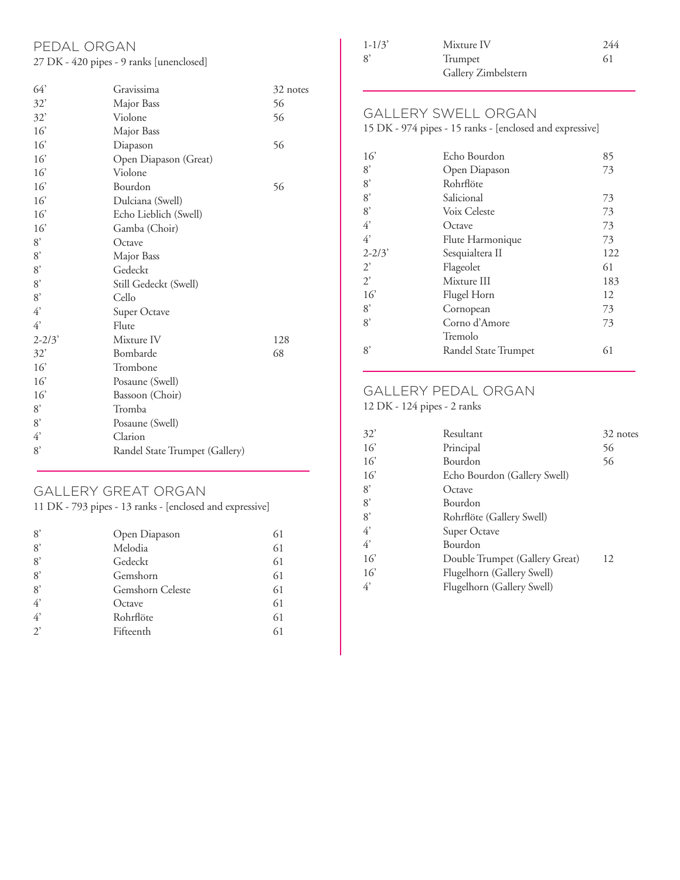## PEDAL ORGAN

27 DK - 420 pipes - 9 ranks [unenclosed]

| | | |
|---|---|---|
| 64' | Gravissima | 32 notes |
| 32' | Major Bass | 56 |
| 32' | Violone | 56 |
| 16' | Major Bass | |
| 16' | Diapason | 56 |
| 16' | Open Diapason (Great) | |
| 16' | Violone | |
| 16' | Bourdon | 56 |
| 16' | Dulciana (Swell) | |
| 16' | Echo Lieblich (Swell) | |
| 16' | Gamba (Choir) | |
| 8' | Octave | |
| 8' | Major Bass | |
| 8' | Gedeckt | |
| 8' | Still Gedeckt (Swell) | |
| 8' | Cello | |
| 4' | Super Octave | |
| 4' | Flute | |
| 2-2/3' | Mixture IV | 128 |
| 32' | Bombarde | 68 |
| 16' | Trombone | |
| 16' | Posaune (Swell) | |
| 16' | Bassoon (Choir) | |
| 8' | Tromba | |
| 8' | Posaune (Swell) | |
| 4' | Clarion | |
| 8' | Randel State Trumpet (Gallery) | |

## GALLERY GREAT ORGAN

11 DK - 793 pipes - 13 ranks - [enclosed and expressive]

| | | |
|---|---|---|
| 8' | Open Diapason | 61 |
| 8' | Melodia | 61 |
| 8' | Gedeckt | 61 |
| 8' | Gemshorn | 61 |
| 8' | Gemshorn Celeste | 61 |
| 4' | Octave | 61 |
| 4' | Rohrflöte | 61 |
| 2' | Fifteenth | 61 |
| 1-1/3' | Mixture IV | 244 |
| 8' | Trumpet | 61 |
| | Gallery Zimbelstern | |

## GALLERY SWELL ORGAN

15 DK - 974 pipes - 15 ranks - [enclosed and expressive]

| | | |
|---|---|---|
| 16' | Echo Bourdon | 85 |
| 8' | Open Diapason | 73 |
| 8' | Rohrflöte | |
| 8' | Salicional | 73 |
| 8' | Voix Celeste | 73 |
| 4' | Octave | 73 |
| 4' | Flute Harmonique | 73 |
| 2-2/3' | Sesquialtera II | 122 |
| 2' | Flageolet | 61 |
| 2' | Mixture III | 183 |
| 16' | Flugel Horn | 12 |
| 8' | Cornopean | 73 |
| 8' | Corno d'Amore | 73 |
| | Tremolo | |
| 8' | Randel State Trumpet | 61 |

## GALLERY PEDAL ORGAN

12 DK - 124 pipes - 2 ranks

| | | |
|---|---|---|
| 32' | Resultant | 32 notes |
| 16' | Principal | 56 |
| 16' | Bourdon | 56 |
| 16' | Echo Bourdon (Gallery Swell) | |
| 8' | Octave | |
| 8' | Bourdon | |
| 8' | Rohrflöte (Gallery Swell) | |
| 4' | Super Octave | |
| 4' | Bourdon | |
| 16' | Double Trumpet (Gallery Great) | 12 |
| 16' | Flugelhorn (Gallery Swell) | |
| 4' | Flugelhorn (Gallery Swell) | |